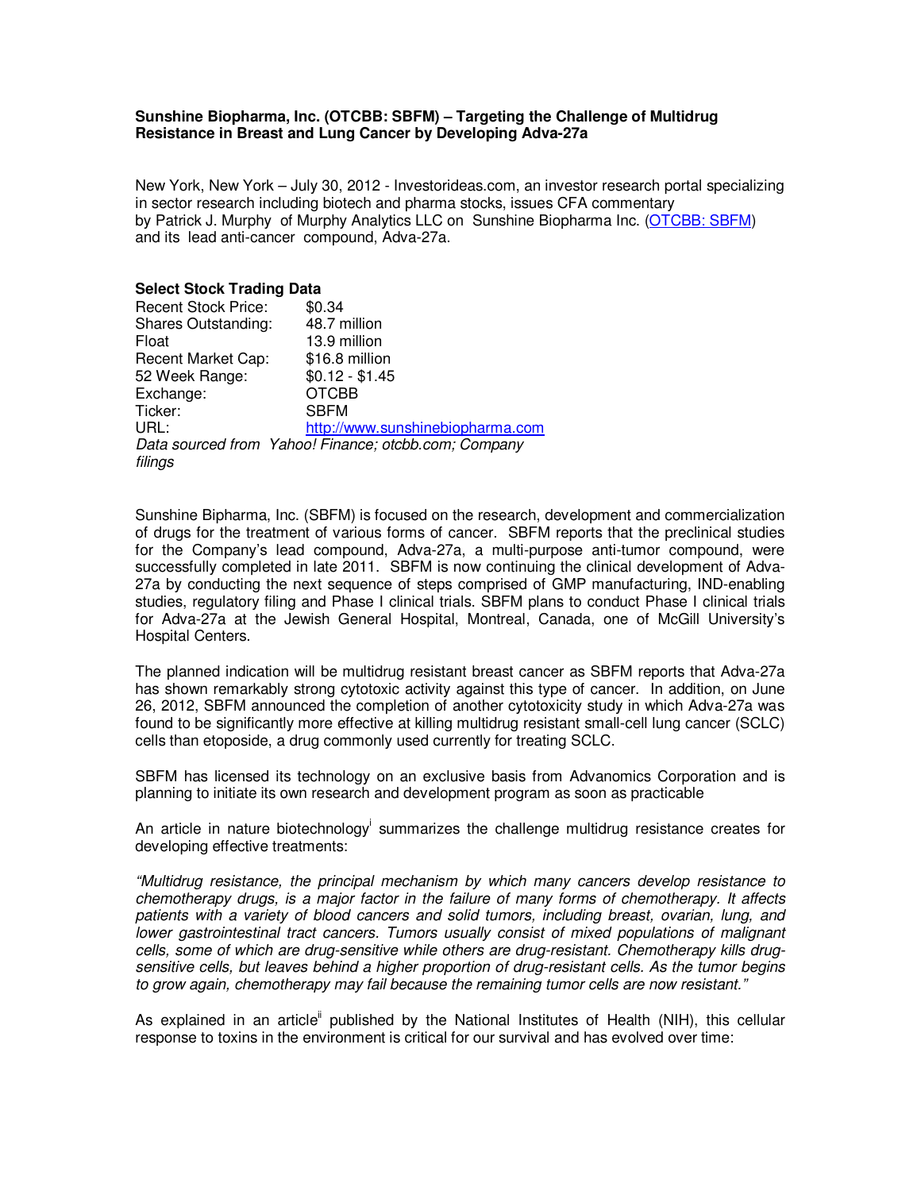**Sunshine Biopharma, Inc. (OTCBB: SBFM) – Targeting the Challenge of Multidrug Resistance in Breast and Lung Cancer by Developing Adva-27a**

New York, New York – July 30, 2012 - Investorideas.com, an investor research portal specializing in sector research including biotech and pharma stocks, issues CFA commentary by Patrick J. Murphy of Murphy Analytics LLC on Sunshine Biopharma Inc. (OTCBB: SBFM) and its lead anti-cancer compound, Adva-27a.

**Select Stock Trading Data**

| | |
|---|---|
| Recent Stock Price: | $0.34 |
| Shares Outstanding: | 48.7 million |
| Float | 13.9 million |
| Recent Market Cap: | $16.8 million |
| 52 Week Range: | $0.12 - $1.45 |
| Exchange: | OTCBB |
| Ticker: | SBFM |
| URL: | http://www.sunshinebiopharma.com |

*Data sourced from Yahoo! Finance; otcbb.com; Company filings*

Sunshine Bipharma, Inc. (SBFM) is focused on the research, development and commercialization of drugs for the treatment of various forms of cancer. SBFM reports that the preclinical studies for the Company's lead compound, Adva-27a, a multi-purpose anti-tumor compound, were successfully completed in late 2011. SBFM is now continuing the clinical development of Adva-27a by conducting the next sequence of steps comprised of GMP manufacturing, IND-enabling studies, regulatory filing and Phase I clinical trials. SBFM plans to conduct Phase I clinical trials for Adva-27a at the Jewish General Hospital, Montreal, Canada, one of McGill University's Hospital Centers.

The planned indication will be multidrug resistant breast cancer as SBFM reports that Adva-27a has shown remarkably strong cytotoxic activity against this type of cancer. In addition, on June 26, 2012, SBFM announced the completion of another cytotoxicity study in which Adva-27a was found to be significantly more effective at killing multidrug resistant small-cell lung cancer (SCLC) cells than etoposide, a drug commonly used currently for treating SCLC.

SBFM has licensed its technology on an exclusive basis from Advanomics Corporation and is planning to initiate its own research and development program as soon as practicable

An article in nature biotechnology[i] summarizes the challenge multidrug resistance creates for developing effective treatments:

*"Multidrug resistance, the principal mechanism by which many cancers develop resistance to chemotherapy drugs, is a major factor in the failure of many forms of chemotherapy. It affects patients with a variety of blood cancers and solid tumors, including breast, ovarian, lung, and lower gastrointestinal tract cancers. Tumors usually consist of mixed populations of malignant cells, some of which are drug-sensitive while others are drug-resistant. Chemotherapy kills drug-sensitive cells, but leaves behind a higher proportion of drug-resistant cells. As the tumor begins to grow again, chemotherapy may fail because the remaining tumor cells are now resistant."*

As explained in an article[ii] published by the National Institutes of Health (NIH), this cellular response to toxins in the environment is critical for our survival and has evolved over time: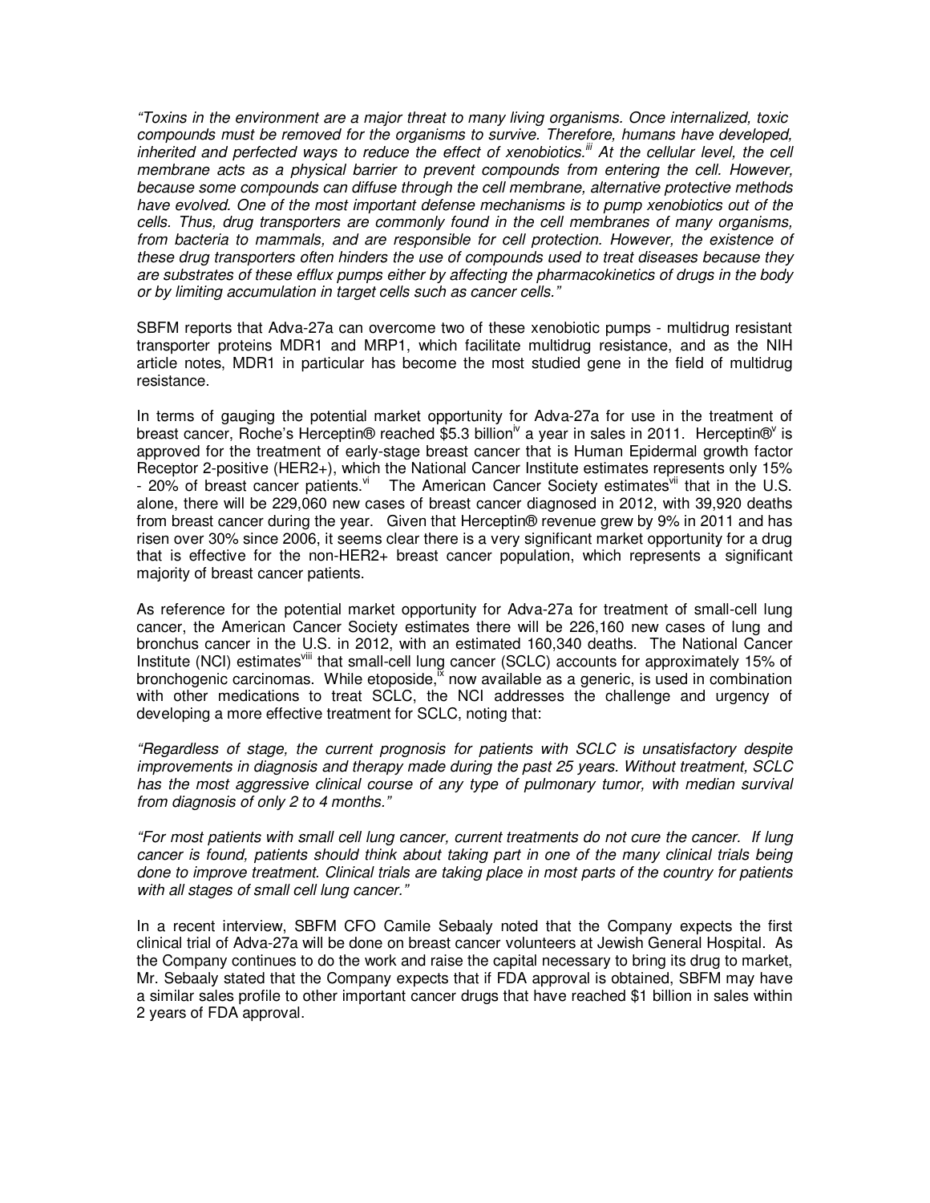*"Toxins in the environment are a major threat to many living organisms. Once internalized, toxic compounds must be removed for the organisms to survive. Therefore, humans have developed, inherited and perfected ways to reduce the effect of xenobiotics.[iii] At the cellular level, the cell membrane acts as a physical barrier to prevent compounds from entering the cell. However, because some compounds can diffuse through the cell membrane, alternative protective methods have evolved. One of the most important defense mechanisms is to pump xenobiotics out of the cells. Thus, drug transporters are commonly found in the cell membranes of many organisms, from bacteria to mammals, and are responsible for cell protection. However, the existence of these drug transporters often hinders the use of compounds used to treat diseases because they are substrates of these efflux pumps either by affecting the pharmacokinetics of drugs in the body or by limiting accumulation in target cells such as cancer cells."*

SBFM reports that Adva-27a can overcome two of these xenobiotic pumps - multidrug resistant transporter proteins MDR1 and MRP1, which facilitate multidrug resistance, and as the NIH article notes, MDR1 in particular has become the most studied gene in the field of multidrug resistance.

In terms of gauging the potential market opportunity for Adva-27a for use in the treatment of breast cancer, Roche's Herceptin® reached $5.3 billion[iv] a year in sales in 2011. Herceptin®[v] is approved for the treatment of early-stage breast cancer that is Human Epidermal growth factor Receptor 2-positive (HER2+), which the National Cancer Institute estimates represents only 15% - 20% of breast cancer patients.[vi] The American Cancer Society estimates[vii] that in the U.S. alone, there will be 229,060 new cases of breast cancer diagnosed in 2012, with 39,920 deaths from breast cancer during the year. Given that Herceptin® revenue grew by 9% in 2011 and has risen over 30% since 2006, it seems clear there is a very significant market opportunity for a drug that is effective for the non-HER2+ breast cancer population, which represents a significant majority of breast cancer patients.

As reference for the potential market opportunity for Adva-27a for treatment of small-cell lung cancer, the American Cancer Society estimates there will be 226,160 new cases of lung and bronchus cancer in the U.S. in 2012, with an estimated 160,340 deaths. The National Cancer Institute (NCI) estimates[viii] that small-cell lung cancer (SCLC) accounts for approximately 15% of bronchogenic carcinomas. While etoposide,[ix] now available as a generic, is used in combination with other medications to treat SCLC, the NCI addresses the challenge and urgency of developing a more effective treatment for SCLC, noting that:

*"Regardless of stage, the current prognosis for patients with SCLC is unsatisfactory despite improvements in diagnosis and therapy made during the past 25 years. Without treatment, SCLC has the most aggressive clinical course of any type of pulmonary tumor, with median survival from diagnosis of only 2 to 4 months."*

*"For most patients with small cell lung cancer, current treatments do not cure the cancer. If lung cancer is found, patients should think about taking part in one of the many clinical trials being done to improve treatment. Clinical trials are taking place in most parts of the country for patients with all stages of small cell lung cancer."*

In a recent interview, SBFM CFO Camile Sebaaly noted that the Company expects the first clinical trial of Adva-27a will be done on breast cancer volunteers at Jewish General Hospital. As the Company continues to do the work and raise the capital necessary to bring its drug to market, Mr. Sebaaly stated that the Company expects that if FDA approval is obtained, SBFM may have a similar sales profile to other important cancer drugs that have reached $1 billion in sales within 2 years of FDA approval.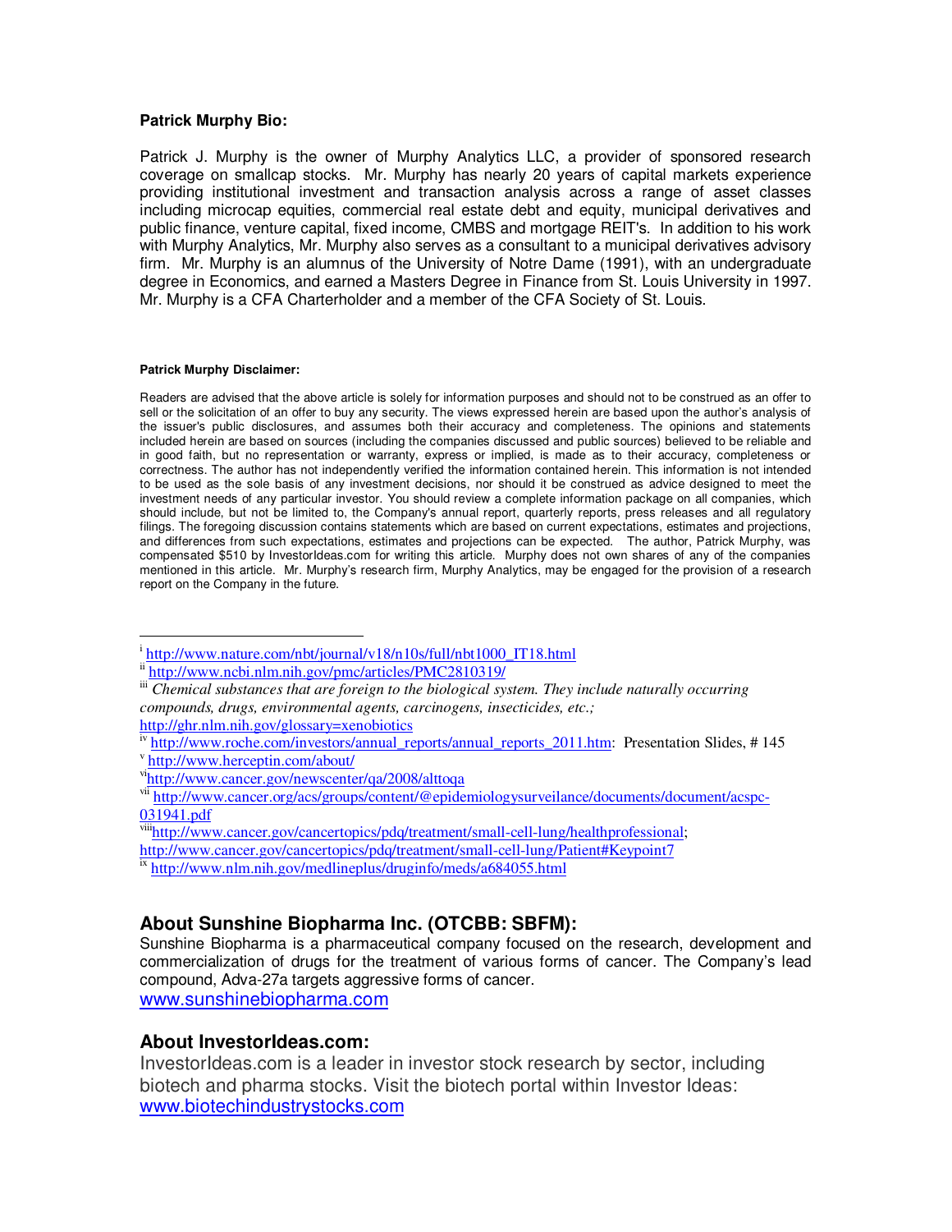**Patrick Murphy Bio:**

Patrick J. Murphy is the owner of Murphy Analytics LLC, a provider of sponsored research coverage on smallcap stocks. Mr. Murphy has nearly 20 years of capital markets experience providing institutional investment and transaction analysis across a range of asset classes including microcap equities, commercial real estate debt and equity, municipal derivatives and public finance, venture capital, fixed income, CMBS and mortgage REIT's. In addition to his work with Murphy Analytics, Mr. Murphy also serves as a consultant to a municipal derivatives advisory firm. Mr. Murphy is an alumnus of the University of Notre Dame (1991), with an undergraduate degree in Economics, and earned a Masters Degree in Finance from St. Louis University in 1997. Mr. Murphy is a CFA Charterholder and a member of the CFA Society of St. Louis.

**Patrick Murphy Disclaimer:**

Readers are advised that the above article is solely for information purposes and should not to be construed as an offer to sell or the solicitation of an offer to buy any security. The views expressed herein are based upon the author's analysis of the issuer's public disclosures, and assumes both their accuracy and completeness. The opinions and statements included herein are based on sources (including the companies discussed and public sources) believed to be reliable and in good faith, but no representation or warranty, express or implied, is made as to their accuracy, completeness or correctness. The author has not independently verified the information contained herein. This information is not intended to be used as the sole basis of any investment decisions, nor should it be construed as advice designed to meet the investment needs of any particular investor. You should review a complete information package on all companies, which should include, but not be limited to, the Company's annual report, quarterly reports, press releases and all regulatory filings. The foregoing discussion contains statements which are based on current expectations, estimates and projections, and differences from such expectations, estimates and projections can be expected. The author, Patrick Murphy, was compensated $510 by InvestorIdeas.com for writing this article. Murphy does not own shares of any of the companies mentioned in this article. Mr. Murphy's research firm, Murphy Analytics, may be engaged for the provision of a research report on the Company in the future.

---

[i] http://www.nature.com/nbt/journal/v18/n10s/full/nbt1000_IT18.html

[ii] http://www.ncbi.nlm.nih.gov/pmc/articles/PMC2810319/

[iii] *Chemical substances that are foreign to the biological system. They include naturally occurring compounds, drugs, environmental agents, carcinogens, insecticides, etc.;* http://ghr.nlm.nih.gov/glossary=xenobiotics

[iv] http://www.roche.com/investors/annual_reports/annual_reports_2011.htm: Presentation Slides, # 145

[v] http://www.herceptin.com/about/

[vi] http://www.cancer.gov/newscenter/qa/2008/alttoqa

[vii] http://www.cancer.org/acs/groups/content/@epidemiologysurveilance/documents/document/acspc-031941.pdf

[viii] http://www.cancer.gov/cancertopics/pdq/treatment/small-cell-lung/healthprofessional; http://www.cancer.gov/cancertopics/pdq/treatment/small-cell-lung/Patient#Keypoint7

[ix] http://www.nlm.nih.gov/medlineplus/druginfo/meds/a684055.html

## About Sunshine Biopharma Inc. (OTCBB: SBFM):

Sunshine Biopharma is a pharmaceutical company focused on the research, development and commercialization of drugs for the treatment of various forms of cancer. The Company's lead compound, Adva-27a targets aggressive forms of cancer.
www.sunshinebiopharma.com

## About InvestorIdeas.com:

InvestorIdeas.com is a leader in investor stock research by sector, including biotech and pharma stocks. Visit the biotech portal within Investor Ideas: www.biotechindustrystocks.com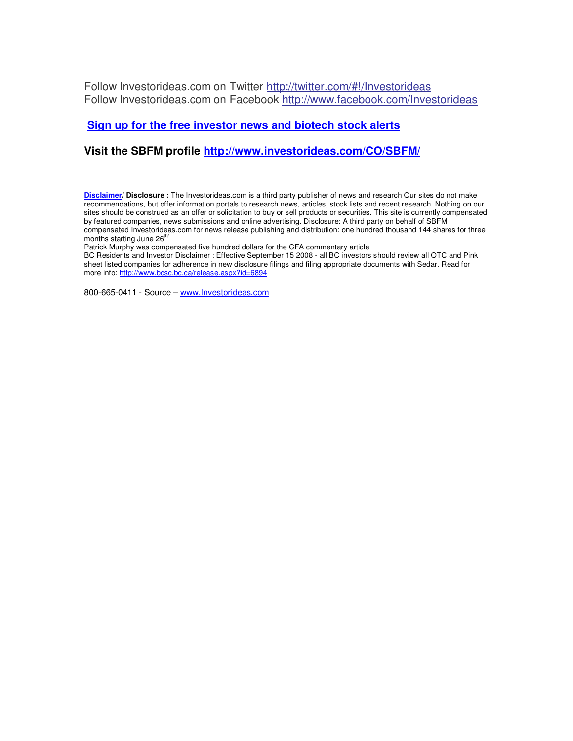---

Follow Investorideas.com on Twitter http://twitter.com/#!/Investorideas
Follow Investorideas.com on Facebook http://www.facebook.com/Investorideas

**Sign up for the free investor news and biotech stock alerts**

**Visit the SBFM profile http://www.investorideas.com/CO/SBFM/**

**Disclaimer/ Disclosure :** The Investorideas.com is a third party publisher of news and research Our sites do not make recommendations, but offer information portals to research news, articles, stock lists and recent research. Nothing on our sites should be construed as an offer or solicitation to buy or sell products or securities. This site is currently compensated by featured companies, news submissions and online advertising. Disclosure: A third party on behalf of SBFM compensated Investorideas.com for news release publishing and distribution: one hundred thousand 144 shares for three months starting June 26th/
Patrick Murphy was compensated five hundred dollars for the CFA commentary article
BC Residents and Investor Disclaimer : Effective September 15 2008 - all BC investors should review all OTC and Pink sheet listed companies for adherence in new disclosure filings and filing appropriate documents with Sedar. Read for more info: http://www.bcsc.bc.ca/release.aspx?id=6894

800-665-0411 - Source – www.Investorideas.com